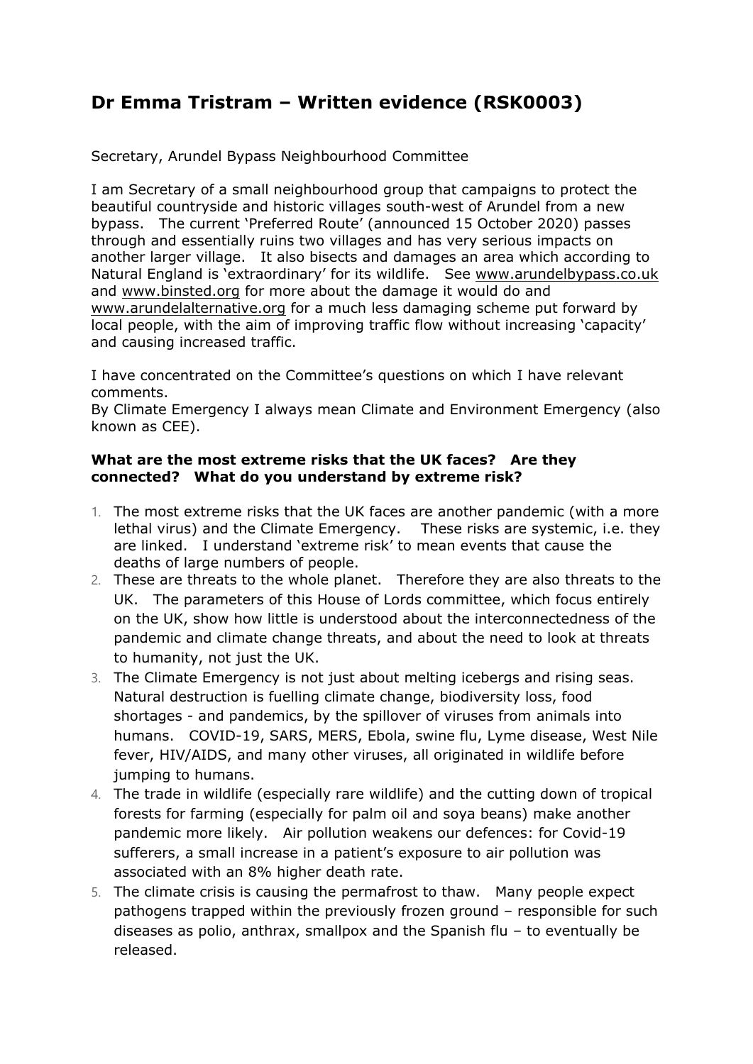# Dr Emma Tristram – Written evidence (RSK0003)

Secretary, Arundel Bypass Neighbourhood Committee

I am Secretary of a small neighbourhood group that campaigns to protect the beautiful countryside and historic villages south-west of Arundel from a new bypass. The current 'Preferred Route' (announced 15 October 2020) passes through and essentially ruins two villages and has very serious impacts on another larger village. It also bisects and damages an area which according to Natural England is 'extraordinary' for its wildlife. See www.arundelbypass.co.uk and www.binsted.org for more about the damage it would do and www.arundelalternative.org for a much less damaging scheme put forward by local people, with the aim of improving traffic flow without increasing 'capacity' and causing increased traffic.

I have concentrated on the Committee's questions on which I have relevant comments.
By Climate Emergency I always mean Climate and Environment Emergency (also known as CEE).

**What are the most extreme risks that the UK faces? Are they connected? What do you understand by extreme risk?**

1. The most extreme risks that the UK faces are another pandemic (with a more lethal virus) and the Climate Emergency. These risks are systemic, i.e. they are linked. I understand 'extreme risk' to mean events that cause the deaths of large numbers of people.
2. These are threats to the whole planet. Therefore they are also threats to the UK. The parameters of this House of Lords committee, which focus entirely on the UK, show how little is understood about the interconnectedness of the pandemic and climate change threats, and about the need to look at threats to humanity, not just the UK.
3. The Climate Emergency is not just about melting icebergs and rising seas. Natural destruction is fuelling climate change, biodiversity loss, food shortages - and pandemics, by the spillover of viruses from animals into humans. COVID-19, SARS, MERS, Ebola, swine flu, Lyme disease, West Nile fever, HIV/AIDS, and many other viruses, all originated in wildlife before jumping to humans.
4. The trade in wildlife (especially rare wildlife) and the cutting down of tropical forests for farming (especially for palm oil and soya beans) make another pandemic more likely. Air pollution weakens our defences: for Covid-19 sufferers, a small increase in a patient's exposure to air pollution was associated with an 8% higher death rate.
5. The climate crisis is causing the permafrost to thaw. Many people expect pathogens trapped within the previously frozen ground – responsible for such diseases as polio, anthrax, smallpox and the Spanish flu – to eventually be released.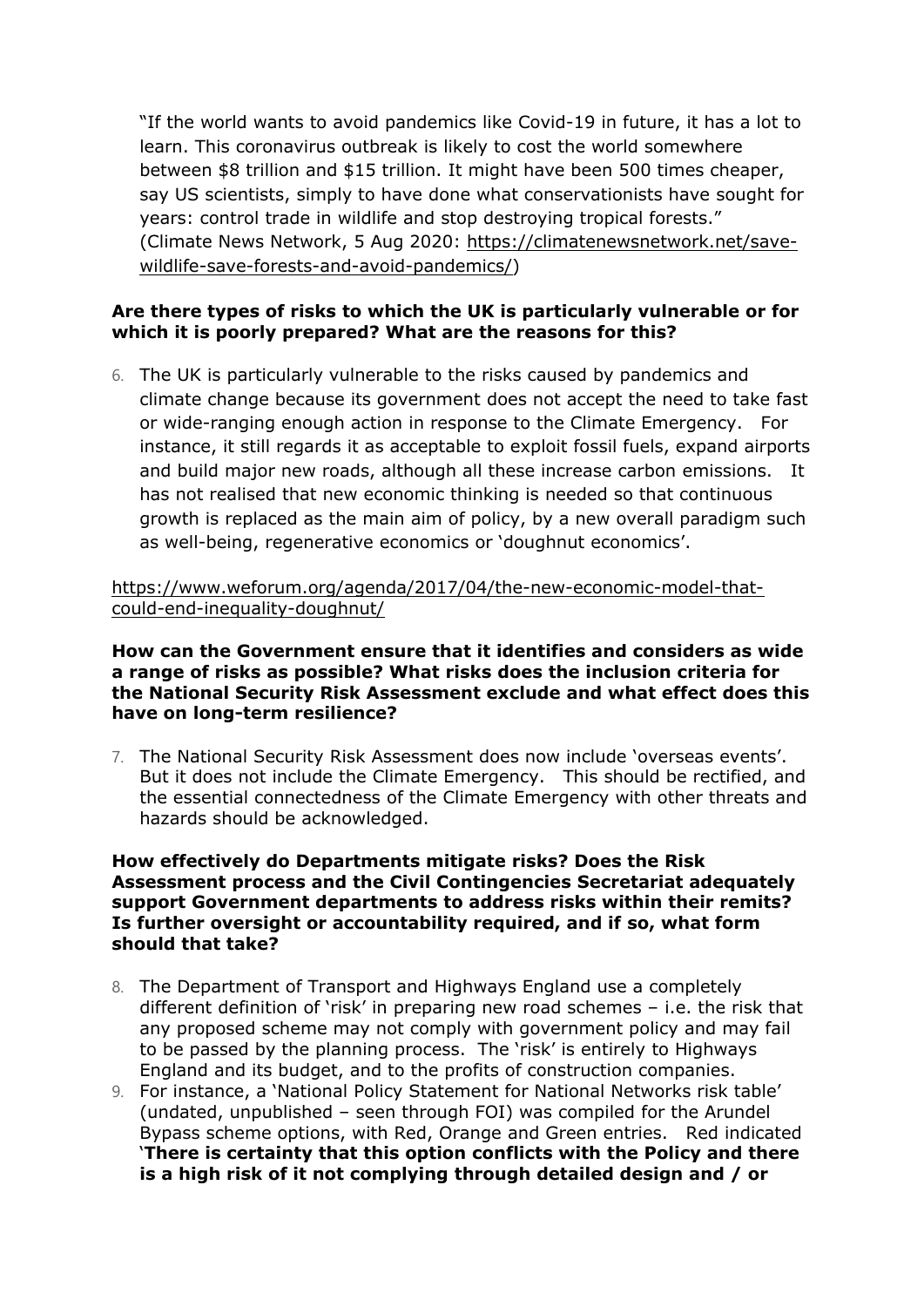"If the world wants to avoid pandemics like Covid-19 in future, it has a lot to learn. This coronavirus outbreak is likely to cost the world somewhere between $8 trillion and $15 trillion. It might have been 500 times cheaper, say US scientists, simply to have done what conservationists have sought for years: control trade in wildlife and stop destroying tropical forests." (Climate News Network, 5 Aug 2020: https://climatenewsnetwork.net/save-wildlife-save-forests-and-avoid-pandemics/)

**Are there types of risks to which the UK is particularly vulnerable or for which it is poorly prepared? What are the reasons for this?**

6. The UK is particularly vulnerable to the risks caused by pandemics and climate change because its government does not accept the need to take fast or wide-ranging enough action in response to the Climate Emergency. For instance, it still regards it as acceptable to exploit fossil fuels, expand airports and build major new roads, although all these increase carbon emissions. It has not realised that new economic thinking is needed so that continuous growth is replaced as the main aim of policy, by a new overall paradigm such as well-being, regenerative economics or 'doughnut economics'.

https://www.weforum.org/agenda/2017/04/the-new-economic-model-that-could-end-inequality-doughnut/

**How can the Government ensure that it identifies and considers as wide a range of risks as possible? What risks does the inclusion criteria for the National Security Risk Assessment exclude and what effect does this have on long-term resilience?**

7. The National Security Risk Assessment does now include 'overseas events'. But it does not include the Climate Emergency. This should be rectified, and the essential connectedness of the Climate Emergency with other threats and hazards should be acknowledged.

**How effectively do Departments mitigate risks? Does the Risk Assessment process and the Civil Contingencies Secretariat adequately support Government departments to address risks within their remits? Is further oversight or accountability required, and if so, what form should that take?**

8. The Department of Transport and Highways England use a completely different definition of 'risk' in preparing new road schemes – i.e. the risk that any proposed scheme may not comply with government policy and may fail to be passed by the planning process. The 'risk' is entirely to Highways England and its budget, and to the profits of construction companies.
9. For instance, a 'National Policy Statement for National Networks risk table' (undated, unpublished – seen through FOI) was compiled for the Arundel Bypass scheme options, with Red, Orange and Green entries. Red indicated '**There is certainty that this option conflicts with the Policy and there is a high risk of it not complying through detailed design and / or**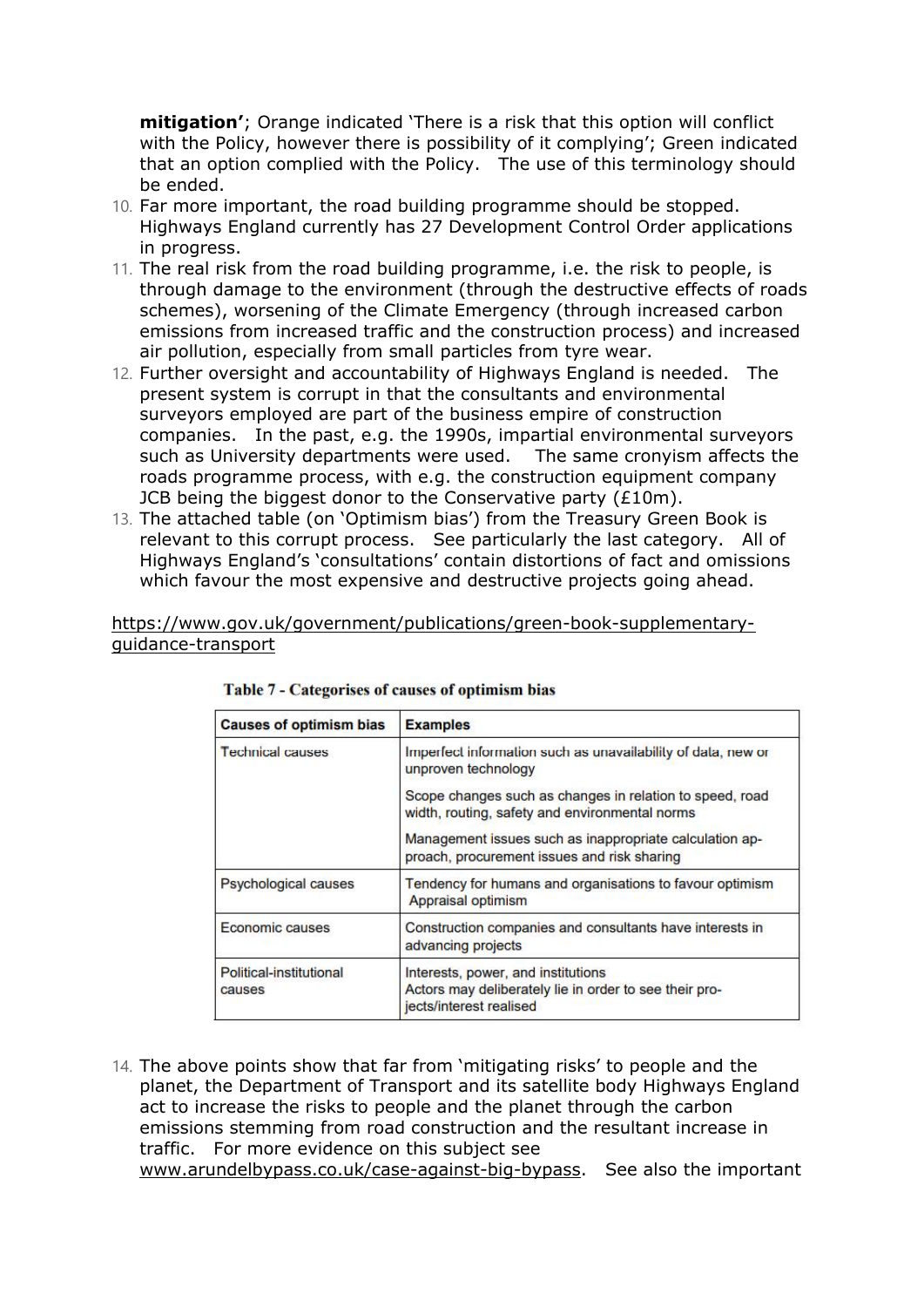**mitigation'**; Orange indicated 'There is a risk that this option will conflict with the Policy, however there is possibility of it complying'; Green indicated that an option complied with the Policy. The use of this terminology should be ended.

10. Far more important, the road building programme should be stopped. Highways England currently has 27 Development Control Order applications in progress.
11. The real risk from the road building programme, i.e. the risk to people, is through damage to the environment (through the destructive effects of roads schemes), worsening of the Climate Emergency (through increased carbon emissions from increased traffic and the construction process) and increased air pollution, especially from small particles from tyre wear.
12. Further oversight and accountability of Highways England is needed. The present system is corrupt in that the consultants and environmental surveyors employed are part of the business empire of construction companies. In the past, e.g. the 1990s, impartial environmental surveyors such as University departments were used. The same cronyism affects the roads programme process, with e.g. the construction equipment company JCB being the biggest donor to the Conservative party (£10m).
13. The attached table (on 'Optimism bias') from the Treasury Green Book is relevant to this corrupt process. See particularly the last category. All of Highways England's 'consultations' contain distortions of fact and omissions which favour the most expensive and destructive projects going ahead.

https://www.gov.uk/government/publications/green-book-supplementary-guidance-transport

**Table 7 - Categorises of causes of optimism bias**

| Causes of optimism bias | Examples |
|---|---|
| Technical causes | Imperfect information such as unavailability of data, new or unproven technology |
| | Scope changes such as changes in relation to speed, road width, routing, safety and environmental norms |
| | Management issues such as inappropriate calculation approach, procurement issues and risk sharing |
| Psychological causes | Tendency for humans and organisations to favour optimism Appraisal optimism |
| Economic causes | Construction companies and consultants have interests in advancing projects |
| Political-institutional causes | Interests, power, and institutions Actors may deliberately lie in order to see their projects/interest realised |

14. The above points show that far from 'mitigating risks' to people and the planet, the Department of Transport and its satellite body Highways England act to increase the risks to people and the planet through the carbon emissions stemming from road construction and the resultant increase in traffic. For more evidence on this subject see www.arundelbypass.co.uk/case-against-big-bypass. See also the important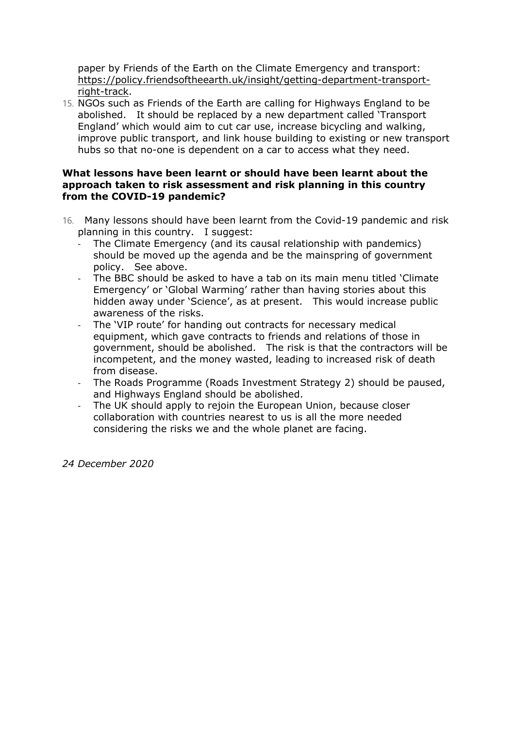paper by Friends of the Earth on the Climate Emergency and transport: [https://policy.friendsoftheearth.uk/insight/getting-department-transport-right-track](https://policy.friendsoftheearth.uk/insight/getting-department-transport-right-track).

15. NGOs such as Friends of the Earth are calling for Highways England to be abolished. It should be replaced by a new department called 'Transport England' which would aim to cut car use, increase bicycling and walking, improve public transport, and link house building to existing or new transport hubs so that no-one is dependent on a car to access what they need.

**What lessons have been learnt or should have been learnt about the approach taken to risk assessment and risk planning in this country from the COVID-19 pandemic?**

16. Many lessons should have been learnt from the Covid-19 pandemic and risk planning in this country. I suggest:
    - The Climate Emergency (and its causal relationship with pandemics) should be moved up the agenda and be the mainspring of government policy. See above.
    - The BBC should be asked to have a tab on its main menu titled 'Climate Emergency' or 'Global Warming' rather than having stories about this hidden away under 'Science', as at present. This would increase public awareness of the risks.
    - The 'VIP route' for handing out contracts for necessary medical equipment, which gave contracts to friends and relations of those in government, should be abolished. The risk is that the contractors will be incompetent, and the money wasted, leading to increased risk of death from disease.
    - The Roads Programme (Roads Investment Strategy 2) should be paused, and Highways England should be abolished.
    - The UK should apply to rejoin the European Union, because closer collaboration with countries nearest to us is all the more needed considering the risks we and the whole planet are facing.

*24 December 2020*